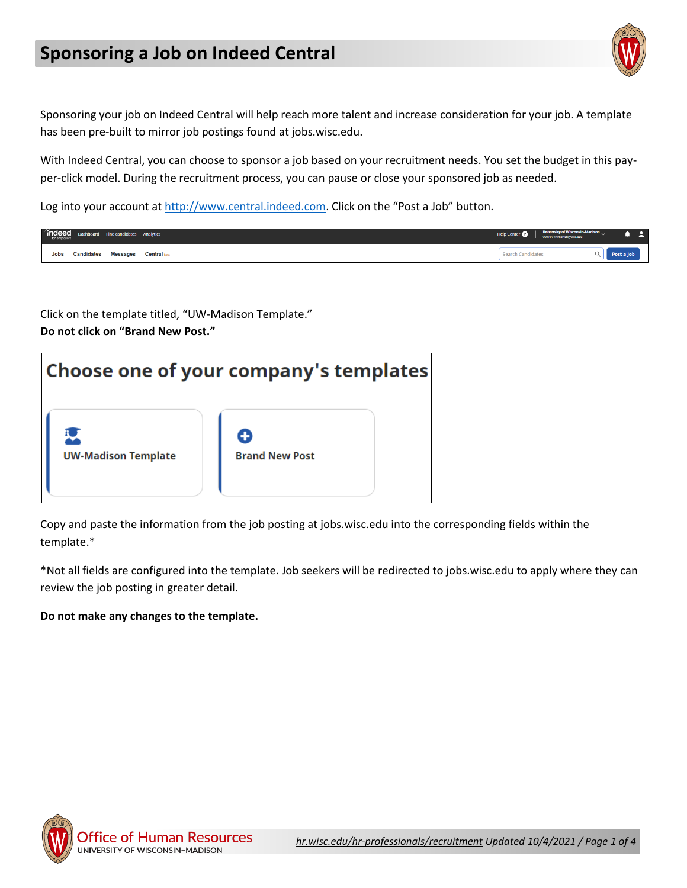# Sponsoring a Job on Indeed Central

Sponsoring your job on Indeed Central will help reach more talent and increase consideration for your job. A template has been pre-built to mirror job postings found at jobs.wisc.edu.

With Indeed Central, you can choose to sponsor a job based on your recruitment needs. You set the budget in this pay-per-click model. During the recruitment process, you can pause or close your sponsored job as needed.

Log into your account at [http://www.central.indeed.com](http://www.central.indeed.com). Click on the "Post a Job" button.

Click on the template titled, "UW-Madison Template."
**Do not click on "Brand New Post."**

Copy and paste the information from the job posting at jobs.wisc.edu into the corresponding fields within the template.*

*Not all fields are configured into the template. Job seekers will be redirected to jobs.wisc.edu to apply where they can review the job posting in greater detail.

**Do not make any changes to the template.**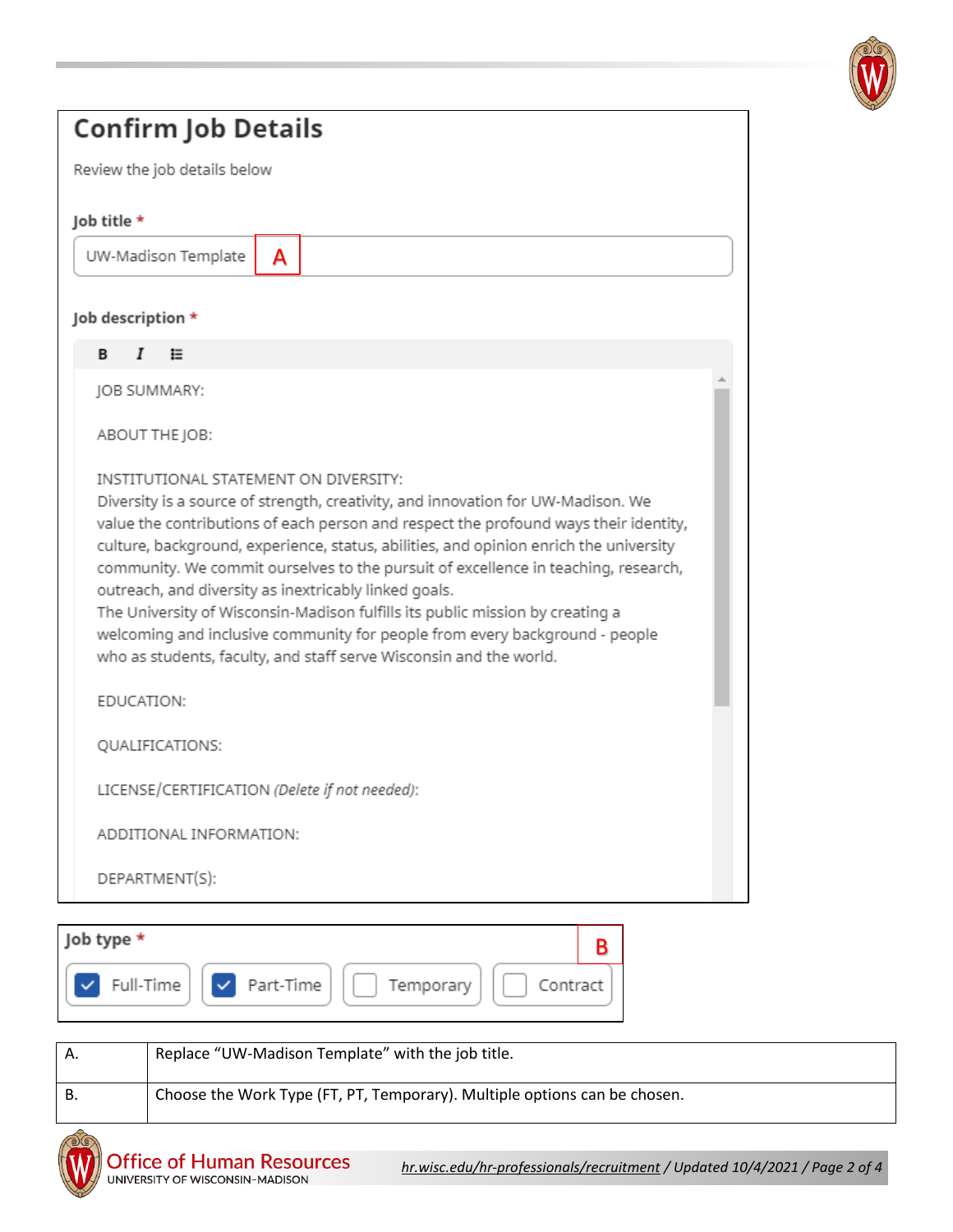## Confirm Job Details

Review the job details below

**Job title** *

UW-Madison Template — **A**

**Job description** *

JOB SUMMARY:

ABOUT THE JOB:

INSTITUTIONAL STATEMENT ON DIVERSITY:
Diversity is a source of strength, creativity, and innovation for UW-Madison. We value the contributions of each person and respect the profound ways their identity, culture, background, experience, status, abilities, and opinion enrich the university community. We commit ourselves to the pursuit of excellence in teaching, research, outreach, and diversity as inextricably linked goals.
The University of Wisconsin-Madison fulfills its public mission by creating a welcoming and inclusive community for people from every background - people who as students, faculty, and staff serve Wisconsin and the world.

EDUCATION:

QUALIFICATIONS:

LICENSE/CERTIFICATION *(Delete if not needed)*:

ADDITIONAL INFORMATION:

DEPARTMENT(S):

**Job type** * — **B**

- [x] Full-Time
- [x] Part-Time
- [ ] Temporary
- [ ] Contract

| | |
|---|---|
| A. | Replace “UW-Madison Template” with the job title. |
| B. | Choose the Work Type (FT, PT, Temporary). Multiple options can be chosen. |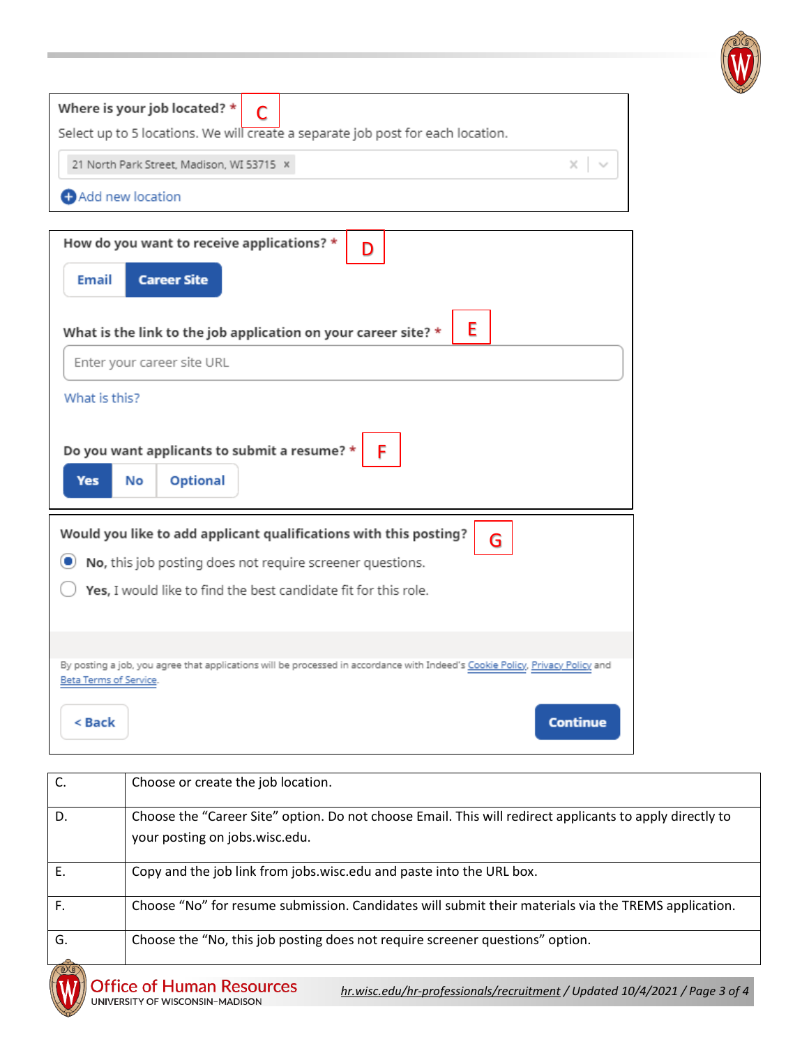Where is your job located? * **C**

Select up to 5 locations. We will create a separate job post for each location.

21 North Park Street, Madison, WI 53715 ×

Add new location

How do you want to receive applications? * **D**

Email | Career Site

What is the link to the job application on your career site? * **E**

Enter your career site URL

What is this?

Do you want applicants to submit a resume? * **F**

Yes | No | Optional

Would you like to add applicant qualifications with this posting? **G**

- **No,** this job posting does not require screener questions.
- **Yes,** I would like to find the best candidate fit for this role.

By posting a job, you agree that applications will be processed in accordance with Indeed's Cookie Policy, Privacy Policy and Beta Terms of Service.

< Back | Continue

| | |
|---|---|
| C. | Choose or create the job location. |
| D. | Choose the "Career Site" option. Do not choose Email. This will redirect applicants to apply directly to your posting on jobs.wisc.edu. |
| E. | Copy and the job link from jobs.wisc.edu and paste into the URL box. |
| F. | Choose "No" for resume submission. Candidates will submit their materials via the TREMS application. |
| G. | Choose the "No, this job posting does not require screener questions" option. |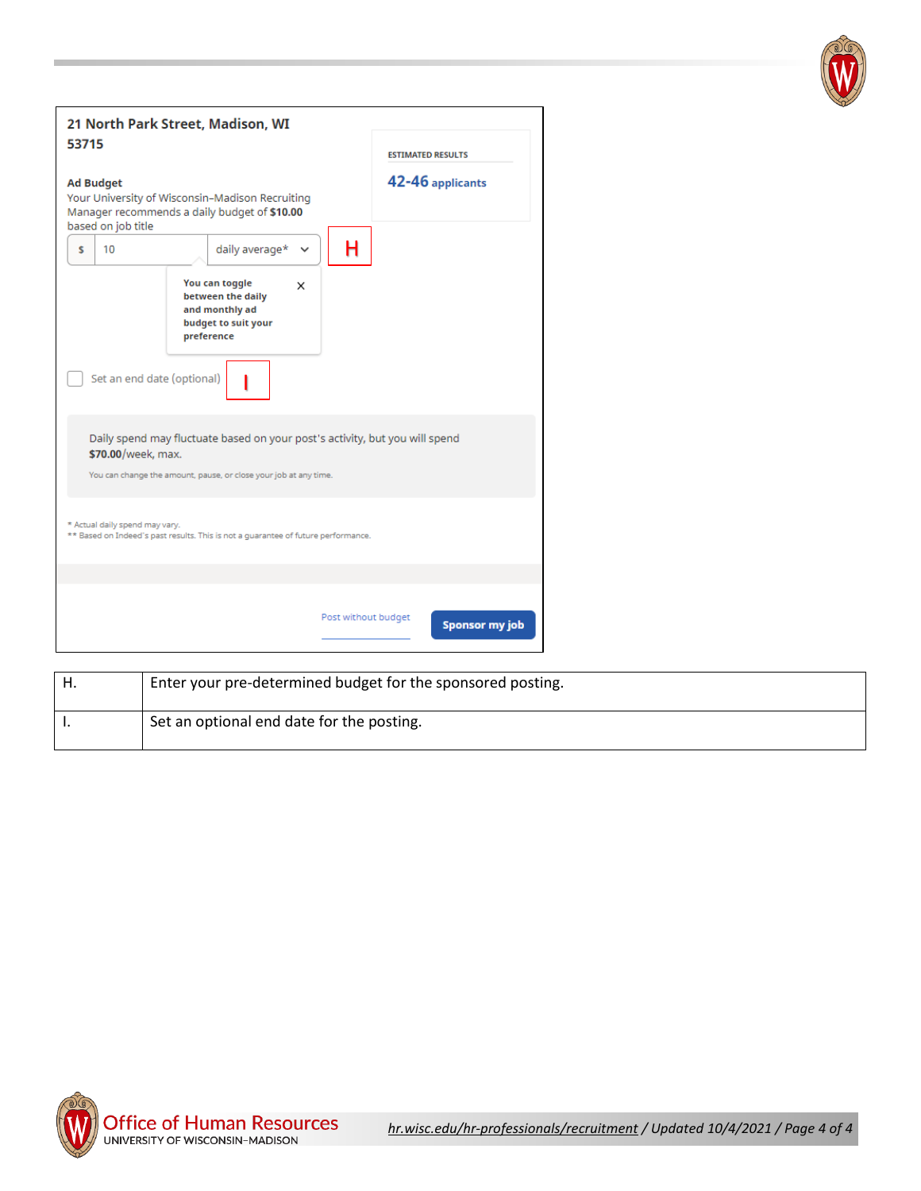21 North Park Street, Madison, WI 53715

ESTIMATED RESULTS

42-46 applicants

**Ad Budget**

Your University of Wisconsin–Madison Recruiting Manager recommends a daily budget of **$10.00** based on job title

$ 10 daily average*

H

You can toggle between the daily and monthly ad budget to suit your preference

Set an end date (optional)

I

Daily spend may fluctuate based on your post's activity, but you will spend **$70.00**/week, max.

You can change the amount, pause, or close your job at any time.

* Actual daily spend may vary.

** Based on Indeed's past results. This is not a guarantee of future performance.

Post without budget

Sponsor my job

| | |
|---|---|
| H. | Enter your pre-determined budget for the sponsored posting. |
| I. | Set an optional end date for the posting. |